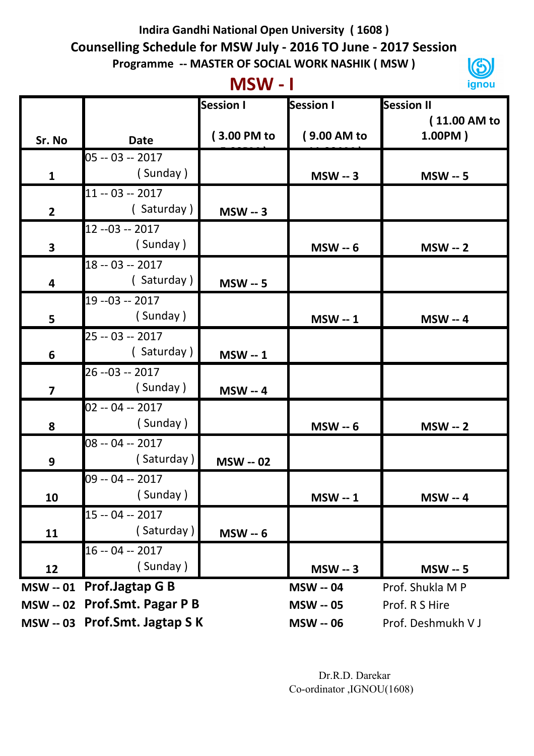**Indira Gandhi National Open University ( 1608 )**

**Counselling Schedule for MSW July - 2016 TO June - 2017 Session**

**Programme -- MASTER OF SOCIAL WORK NASHIK ( MSW )**

# MSW - I

| Sr. No | Date | Session I ( 3.00 PM to | Session I ( 9.00 AM to | Session II ( 11.00 AM to 1.00PM ) |
|---|---|---|---|---|
| 1 | 05 -- 03 -- 2017 ( Sunday ) | | MSW -- 3 | MSW -- 5 |
| 2 | 11 -- 03 -- 2017 ( Saturday ) | MSW -- 3 | | |
| 3 | 12 --03 -- 2017 ( Sunday ) | | MSW -- 6 | MSW -- 2 |
| 4 | 18 -- 03 -- 2017 ( Saturday ) | MSW -- 5 | | |
| 5 | 19 --03 -- 2017 ( Sunday ) | | MSW -- 1 | MSW -- 4 |
| 6 | 25 -- 03 -- 2017 ( Saturday ) | MSW -- 1 | | |
| 7 | 26 --03 -- 2017 ( Sunday ) | MSW -- 4 | | |
| 8 | 02 -- 04 -- 2017 ( Sunday ) | | MSW -- 6 | MSW -- 2 |
| 9 | 08 -- 04 -- 2017 ( Saturday ) | MSW -- 02 | | |
| 10 | 09 -- 04 -- 2017 ( Sunday ) | | MSW -- 1 | MSW -- 4 |
| 11 | 15 -- 04 -- 2017 ( Saturday ) | MSW -- 6 | | |
| 12 | 16 -- 04 -- 2017 ( Sunday ) | | MSW -- 3 | MSW -- 5 |

| | | | |
|---|---|---|---|
| MSW -- 01 | Prof.Jagtap G B | MSW -- 04 | Prof. Shukla M P |
| MSW -- 02 | Prof.Smt. Pagar P B | MSW -- 05 | Prof. R S Hire |
| MSW -- 03 | Prof.Smt. Jagtap S K | MSW -- 06 | Prof. Deshmukh V J |

Dr.R.D. Darekar
Co-ordinator ,IGNOU(1608)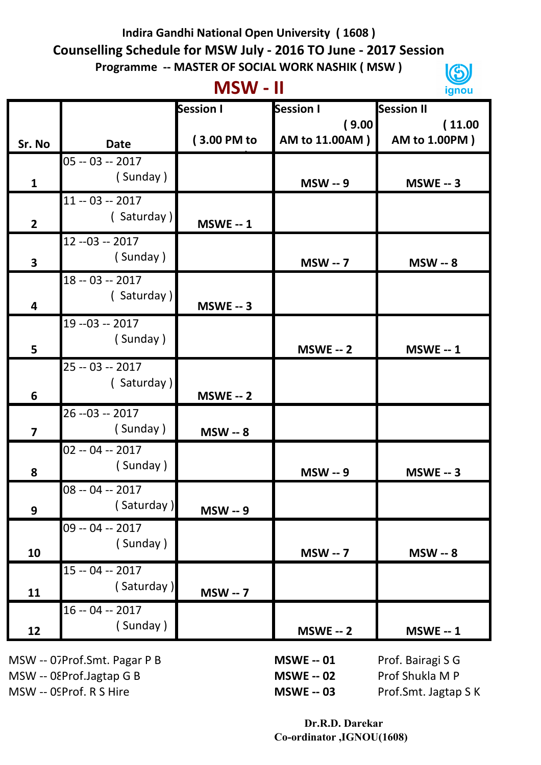**Indira Gandhi National Open University ( 1608 )**

**Counselling Schedule for MSW July - 2016 TO June - 2017 Session**

**Programme -- MASTER OF SOCIAL WORK NASHIK ( MSW )**

ignou

# MSW - II

| Sr. No | Date | Session I ( 3.00 PM to | Session I ( 9.00 AM to 11.00AM ) | Session II ( 11.00 AM to 1.00PM ) |
|---|---|---|---|---|
| 1 | 05 -- 03 -- 2017 ( Sunday ) | | MSW -- 9 | MSWE -- 3 |
| 2 | 11 -- 03 -- 2017 ( Saturday ) | MSWE -- 1 | | |
| 3 | 12 --03 -- 2017 ( Sunday ) | | MSW -- 7 | MSW -- 8 |
| 4 | 18 -- 03 -- 2017 ( Saturday ) | MSWE -- 3 | | |
| 5 | 19 --03 -- 2017 ( Sunday ) | | MSWE -- 2 | MSWE -- 1 |
| 6 | 25 -- 03 -- 2017 ( Saturday ) | MSWE -- 2 | | |
| 7 | 26 --03 -- 2017 ( Sunday ) | MSW -- 8 | | |
| 8 | 02 -- 04 -- 2017 ( Sunday ) | | MSW -- 9 | MSWE -- 3 |
| 9 | 08 -- 04 -- 2017 ( Saturday ) | MSW -- 9 | | |
| 10 | 09 -- 04 -- 2017 ( Sunday ) | | MSW -- 7 | MSW -- 8 |
| 11 | 15 -- 04 -- 2017 ( Saturday ) | MSW -- 7 | | |
| 12 | 16 -- 04 -- 2017 ( Sunday ) | | MSWE -- 2 | MSWE -- 1 |

MSW -- 07 Prof.Smt. Pagar P B
MSW -- 08 Prof.Jagtap G B
MSW -- 09 Prof. R S Hire

**MSWE -- 01** Prof. Bairagi S G
**MSWE -- 02** Prof Shukla M P
**MSWE -- 03** Prof.Smt. Jagtap S K

**Dr.R.D. Darekar**
**Co-ordinator ,IGNOU(1608)**